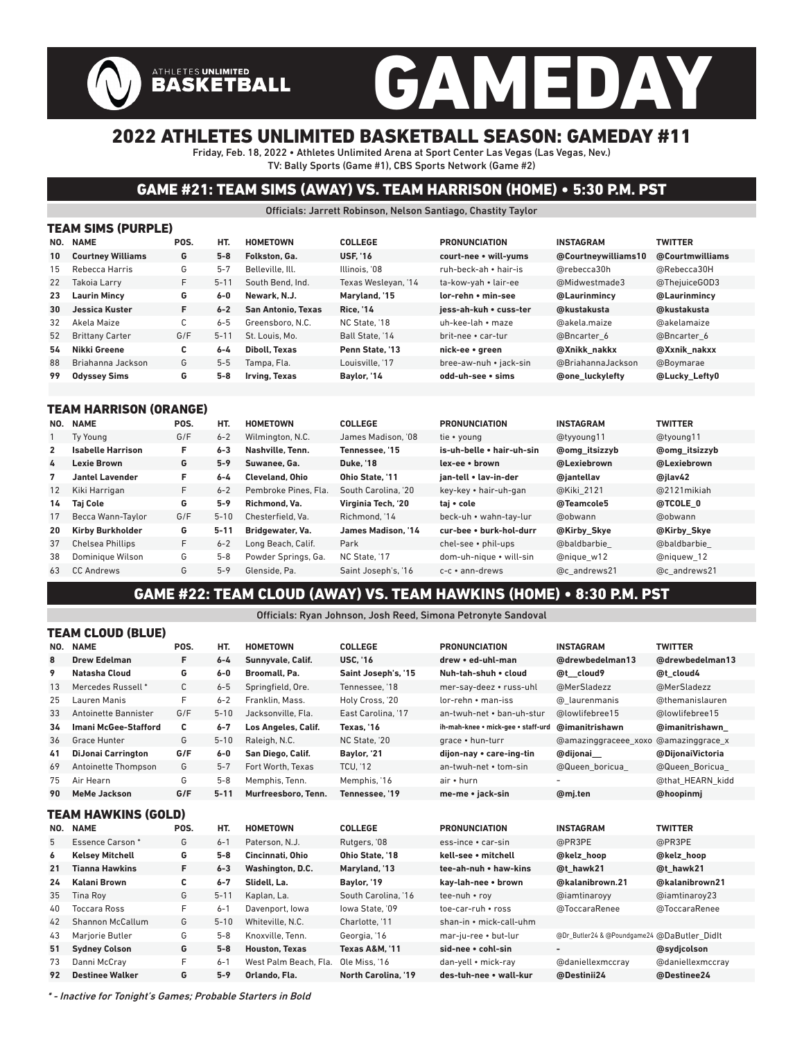# ATHLETES UNLIMITED BASKETBALL GAMEDAY

## 2022 ATHLETES UNLIMITED BASKETBALL SEASON: GAMEDAY #11

Friday, Feb. 18, 2022 • Athletes Unlimited Arena at Sport Center Las Vegas (Las Vegas, Nev.)
TV: Bally Sports (Game #1), CBS Sports Network (Game #2)

## GAME #21: TEAM SIMS (AWAY) VS. TEAM HARRISON (HOME) • 5:30 P.M. PST

Officials: Jarrett Robinson, Nelson Santiago, Chastity Taylor

### TEAM SIMS (PURPLE)

| NO. | NAME | POS. | HT. | HOMETOWN | COLLEGE | PRONUNCIATION | INSTAGRAM | TWITTER |
|---|---|---|---|---|---|---|---|---|
| **10** | **Courtney Williams** | **G** | **5-8** | **Folkston, Ga.** | **USF, '16** | **court-nee • will-yums** | **@Courtneywilliams10** | **@Courtmwilliams** |
| 15 | Rebecca Harris | G | 5-7 | Belleville, Ill. | Illinois, '08 | ruh-beck-ah • hair-is | @rebecca30h | @Rebecca30H |
| 22 | Takoia Larry | F | 5-11 | South Bend, Ind. | Texas Wesleyan, '14 | ta-kow-yah • lair-ee | @Midwestmade3 | @ThejuiceGOD3 |
| **23** | **Laurin Mincy** | **G** | **6-0** | **Newark, N.J.** | **Maryland, '15** | **lor-rehn • min-see** | **@Laurinmincy** | **@Laurinmincy** |
| **30** | **Jessica Kuster** | **F** | **6-2** | **San Antonio, Texas** | **Rice, '14** | **jess-ah-kuh • cuss-ter** | **@kustakusta** | **@kustakusta** |
| 32 | Akela Maize | C | 6-5 | Greensboro, N.C. | NC State, '18 | uh-kee-lah • maze | @akela.maize | @akelamaize |
| 52 | Brittany Carter | G/F | 5-11 | St. Louis, Mo. | Ball State, '14 | brit-nee • car-tur | @Bncarter_6 | @Bncarter_6 |
| **54** | **Nikki Greene** | **C** | **6-4** | **Diboll, Texas** | **Penn State, '13** | **nick-ee • green** | **@Xnikk_nakkx** | **@Xxnik_nakxx** |
| 88 | Briahanna Jackson | G | 5-5 | Tampa, Fla. | Louisville, '17 | bree-aw-nuh • jack-sin | @BriahannaJackson | @Boymarae |
| **99** | **Odyssey Sims** | **G** | **5-8** | **Irving, Texas** | **Baylor, '14** | **odd-uh-see • sims** | **@one_luckylefty** | **@Lucky_Lefty0** |

### TEAM HARRISON (ORANGE)

| NO. | NAME | POS. | HT. | HOMETOWN | COLLEGE | PRONUNCIATION | INSTAGRAM | TWITTER |
|---|---|---|---|---|---|---|---|---|
| 1 | Ty Young | G/F | 6-2 | Wilmington, N.C. | James Madison, '08 | tie • young | @tyyoung11 | @tyoung11 |
| **2** | **Isabelle Harrison** | **F** | **6-3** | **Nashville, Tenn.** | **Tennessee, '15** | **is-uh-belle • hair-uh-sin** | **@omg_itsizzyb** | **@omg_itsizzyb** |
| **4** | **Lexie Brown** | **G** | **5-9** | **Suwanee, Ga.** | **Duke, '18** | **lex-ee • brown** | **@Lexiebrown** | **@Lexiebrown** |
| **7** | **Jantel Lavender** | **F** | **6-4** | **Cleveland, Ohio** | **Ohio State, '11** | **jan-tell • lav-in-der** | **@jantellav** | **@jlav42** |
| 12 | Kiki Harrigan | F | 6-2 | Pembroke Pines, Fla. | South Carolina, '20 | key-key • hair-uh-gan | @Kiki_2121 | @2121mikiah |
| **14** | **Taj Cole** | **G** | **5-9** | **Richmond, Va.** | **Virginia Tech, '20** | **taj • cole** | **@Teamcole5** | **@TCOLE_0** |
| 17 | Becca Wann-Taylor | G/F | 5-10 | Chesterfield, Va. | Richmond, '14 | beck-uh • wahn-tay-lur | @obwann | @obwann |
| **20** | **Kirby Burkholder** | **G** | **5-11** | **Bridgewater, Va.** | **James Madison, '14** | **cur-bee • burk-hol-durr** | **@Kirby_Skye** | **@Kirby_Skye** |
| 37 | Chelsea Phillips | F | 6-2 | Long Beach, Calif. | Park | chel-see • phil-ups | @baldbarbie_ | @baldbarbie_ |
| 38 | Dominique Wilson | G | 5-8 | Powder Springs, Ga. | NC State, '17 | dom-uh-nique • will-sin | @nique_w12 | @niquew_12 |
| 63 | CC Andrews | G | 5-9 | Glenside, Pa. | Saint Joseph's, '16 | c-c • ann-drews | @c_andrews21 | @c_andrews21 |

## GAME #22: TEAM CLOUD (AWAY) VS. TEAM HAWKINS (HOME) • 8:30 P.M. PST

Officials: Ryan Johnson, Josh Reed, Simona Petronyte Sandoval

### TEAM CLOUD (BLUE)

| NO. | NAME | POS. | HT. | HOMETOWN | COLLEGE | PRONUNCIATION | INSTAGRAM | TWITTER |
|---|---|---|---|---|---|---|---|---|
| **8** | **Drew Edelman** | **F** | **6-4** | **Sunnyvale, Calif.** | **USC, '16** | **drew • ed-uhl-man** | **@drewbedelman13** | **@drewbedelman13** |
| **9** | **Natasha Cloud** | **G** | **6-0** | **Broomall, Pa.** | **Saint Joseph's, '15** | **Nuh-tah-shuh • cloud** | **@t__cloud9** | **@t_cloud4** |
| 13 | Mercedes Russell * | C | 6-5 | Springfield, Ore. | Tennessee, '18 | mer-say-deez • russ-uhl | @MerSladezz | @MerSladezz |
| 25 | Lauren Manis | F | 6-2 | Franklin, Mass. | Holy Cross, '20 | lor-rehn • man-iss | @_laurenmanis | @themanislauren |
| 33 | Antoinette Bannister | G/F | 5-10 | Jacksonville, Fla. | East Carolina, '17 | an-twuh-net • ban-uh-stur | @lowlifebree15 | @lowlifebree15 |
| **34** | **Imani McGee-Stafford** | **C** | **6-7** | **Los Angeles, Calif.** | **Texas, '16** | **ih-mah-knee • mick-gee • staff-urd** | **@imanitrishawn** | **@imanitrishawn_** |
| 36 | Grace Hunter | G | 5-10 | Raleigh, N.C. | NC State, '20 | grace • hun-tur | @amazinggraceee_xoxo | @amazinggrace_x |
| **41** | **DiJonai Carrington** | **G/F** | **6-0** | **San Diego, Calif.** | **Baylor, '21** | **dijon-nay • care-ing-tin** | **@dijonai__** | **@DijonaiVictoria** |
| 69 | Antoinette Thompson | G | 5-7 | Fort Worth, Texas | TCU, '12 | an-twuh-net • tom-sin | @Queen_boricua_ | @Queen_Boricua_ |
| 75 | Air Hearn | G | 5-8 | Memphis, Tenn. | Memphis, '16 | air • hurn | – | @that_HEARN_kidd |
| **90** | **MeMe Jackson** | **G/F** | **5-11** | **Murfreesboro, Tenn.** | **Tennessee, '19** | **me-me • jack-sin** | **@mj.ten** | **@hoopinmj** |

### TEAM HAWKINS (GOLD)

| NO. | NAME | POS. | HT. | HOMETOWN | COLLEGE | PRONUNCIATION | INSTAGRAM | TWITTER |
|---|---|---|---|---|---|---|---|---|
| 5 | Essence Carson * | G | 6-1 | Paterson, N.J. | Rutgers, '08 | ess-ince • car-sin | @PR3PE | @PR3PE |
| **6** | **Kelsey Mitchell** | **G** | **5-8** | **Cincinnati, Ohio** | **Ohio State, '18** | **kell-see • mitchell** | **@kelz_hoop** | **@kelz_hoop** |
| **21** | **Tianna Hawkins** | **F** | **6-3** | **Washington, D.C.** | **Maryland, '13** | **tee-ah-nuh • haw-kins** | **@t_hawk21** | **@t_hawk21** |
| **24** | **Kalani Brown** | **C** | **6-7** | **Slidell, La.** | **Baylor, '19** | **kay-lah-nee • brown** | **@kalanibrown.21** | **@kalanibrown21** |
| 35 | Tina Roy | G | 5-11 | Kaplan, La. | South Carolina, '16 | tee-nuh • roy | @iamtinaroyy | @iamtinaroy23 |
| 40 | Toccara Ross | F | 6-1 | Davenport, Iowa | Iowa State, '09 | toe-car-ruh • ross | @ToccaraRenee | @ToccaraRenee |
| 42 | Shannon McCallum | G | 5-10 | Whiteville, N.C. | Charlotte, '11 | shan-in • mick-call-uhm | | |
| 43 | Marjorie Butler | G | 5-8 | Knoxville, Tenn. | Georgia, '16 | mar-ju-ree • but-lur | @Dr_Butler24 & @Poundgame24 | @DaButler_DidIt |
| **51** | **Sydney Colson** | **G** | **5-8** | **Houston, Texas** | **Texas A&M, '11** | **sid-nee • cohl-sin** | **–** | **@sydjcolson** |
| 73 | Danni McCray | F | 6-1 | West Palm Beach, Fla. | Ole Miss, '16 | dan-yell • mick-ray | @daniellexmccray | @daniellexmccray |
| **92** | **Destinee Walker** | **G** | **5-9** | **Orlando, Fla.** | **North Carolina, '19** | **des-tuh-nee • wall-kur** | **@Destinii24** | **@Destinee24** |

*\* - Inactive for Tonight's Games; Probable Starters in Bold*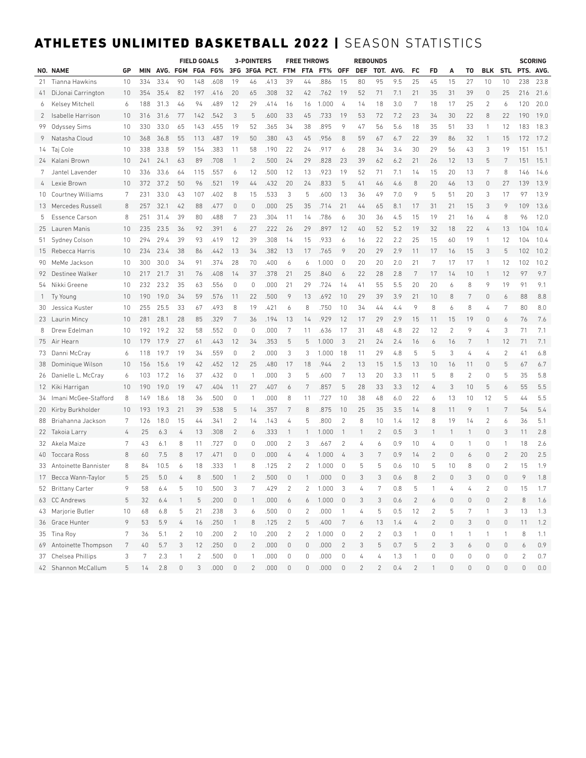# ATHLETES UNLIMITED BASKETBALL 2022 | SEASON STATISTICS

| | | | | | FIELD GOALS | | | 3-POINTERS | | | FREE THROWS | | | REBOUNDS | | | | | | | | | | SCORING | |
|---|---|---|---|---|---|---|---|---|---|---|---|---|---|---|---|---|---|---|---|---|---|---|---|---|---|
| NO. | NAME | GP | MIN | AVG. | FGM | FGA | FG% | 3FG | 3FGA | PCT. | FTM | FTA | FT% | OFF | DEF | TOT. | AVG. | FC | FD | A | TO | BLK | STL | PTS. | AVG. |
| 21 | Tianna Hawkins | 10 | 334 | 33.4 | 90 | 148 | .608 | 19 | 46 | .413 | 39 | 44 | .886 | 15 | 80 | 95 | 9.5 | 25 | 45 | 15 | 27 | 10 | 10 | 238 | 23.8 |
| 41 | DiJonai Carrington | 10 | 354 | 35.4 | 82 | 197 | .416 | 20 | 65 | .308 | 32 | 42 | .762 | 19 | 52 | 71 | 7.1 | 21 | 35 | 31 | 39 | 0 | 25 | 216 | 21.6 |
| 6 | Kelsey Mitchell | 6 | 188 | 31.3 | 46 | 94 | .489 | 12 | 29 | .414 | 16 | 16 | 1.000 | 4 | 14 | 18 | 3.0 | 7 | 18 | 17 | 25 | 2 | 6 | 120 | 20.0 |
| 2 | Isabelle Harrison | 10 | 316 | 31.6 | 77 | 142 | .542 | 3 | 5 | .600 | 33 | 45 | .733 | 19 | 53 | 72 | 7.2 | 23 | 34 | 30 | 22 | 8 | 22 | 190 | 19.0 |
| 99 | Odyssey Sims | 10 | 330 | 33.0 | 65 | 143 | .455 | 19 | 52 | .365 | 34 | 38 | .895 | 9 | 47 | 56 | 5.6 | 18 | 35 | 51 | 33 | 1 | 12 | 183 | 18.3 |
| 9 | Natasha Cloud | 10 | 368 | 36.8 | 55 | 113 | .487 | 19 | 50 | .380 | 43 | 45 | .956 | 8 | 59 | 67 | 6.7 | 22 | 39 | 86 | 32 | 1 | 15 | 172 | 17.2 |
| 14 | Taj Cole | 10 | 338 | 33.8 | 59 | 154 | .383 | 11 | 58 | .190 | 22 | 24 | .917 | 6 | 28 | 34 | 3.4 | 30 | 29 | 56 | 43 | 3 | 19 | 151 | 15.1 |
| 24 | Kalani Brown | 10 | 241 | 24.1 | 63 | 89 | .708 | 1 | 2 | .500 | 24 | 29 | .828 | 23 | 39 | 62 | 6.2 | 21 | 26 | 12 | 13 | 5 | 7 | 151 | 15.1 |
| 7 | Jantel Lavender | 10 | 336 | 33.6 | 64 | 115 | .557 | 6 | 12 | .500 | 12 | 13 | .923 | 19 | 52 | 71 | 7.1 | 14 | 15 | 20 | 13 | 7 | 8 | 146 | 14.6 |
| 4 | Lexie Brown | 10 | 372 | 37.2 | 50 | 96 | .521 | 19 | 44 | .432 | 20 | 24 | .833 | 5 | 41 | 46 | 4.6 | 8 | 20 | 46 | 13 | 0 | 27 | 139 | 13.9 |
| 10 | Courtney Williams | 7 | 231 | 33.0 | 43 | 107 | .402 | 8 | 15 | .533 | 3 | 5 | .600 | 13 | 36 | 49 | 7.0 | 9 | 5 | 51 | 20 | 3 | 17 | 97 | 13.9 |
| 13 | Mercedes Russell | 8 | 257 | 32.1 | 42 | 88 | .477 | 0 | 0 | .000 | 25 | 35 | .714 | 21 | 44 | 65 | 8.1 | 17 | 31 | 21 | 15 | 3 | 9 | 109 | 13.6 |
| 5 | Essence Carson | 8 | 251 | 31.4 | 39 | 80 | .488 | 7 | 23 | .304 | 11 | 14 | .786 | 6 | 30 | 36 | 4.5 | 15 | 19 | 21 | 16 | 4 | 8 | 96 | 12.0 |
| 25 | Lauren Manis | 10 | 235 | 23.5 | 36 | 92 | .391 | 6 | 27 | .222 | 26 | 29 | .897 | 12 | 40 | 52 | 5.2 | 19 | 32 | 18 | 22 | 4 | 13 | 104 | 10.4 |
| 51 | Sydney Colson | 10 | 294 | 29.4 | 39 | 93 | .419 | 12 | 39 | .308 | 14 | 15 | .933 | 6 | 16 | 22 | 2.2 | 25 | 15 | 60 | 19 | 1 | 12 | 104 | 10.4 |
| 15 | Rebecca Harris | 10 | 234 | 23.4 | 38 | 86 | .442 | 13 | 34 | .382 | 13 | 17 | .765 | 9 | 20 | 29 | 2.9 | 11 | 17 | 16 | 15 | 3 | 5 | 102 | 10.2 |
| 90 | MeMe Jackson | 10 | 300 | 30.0 | 34 | 91 | .374 | 28 | 70 | .400 | 6 | 6 | 1.000 | 0 | 20 | 20 | 2.0 | 21 | 7 | 17 | 17 | 1 | 12 | 102 | 10.2 |
| 92 | Destinee Walker | 10 | 217 | 21.7 | 31 | 76 | .408 | 14 | 37 | .378 | 21 | 25 | .840 | 6 | 22 | 28 | 2.8 | 7 | 17 | 14 | 10 | 1 | 12 | 97 | 9.7 |
| 54 | Nikki Greene | 10 | 232 | 23.2 | 35 | 63 | .556 | 0 | 0 | .000 | 21 | 29 | .724 | 14 | 41 | 55 | 5.5 | 20 | 20 | 6 | 8 | 9 | 19 | 91 | 9.1 |
| 1 | Ty Young | 10 | 190 | 19.0 | 34 | 59 | .576 | 11 | 22 | .500 | 9 | 13 | .692 | 10 | 29 | 39 | 3.9 | 21 | 10 | 8 | 7 | 0 | 6 | 88 | 8.8 |
| 30 | Jessica Kuster | 10 | 255 | 25.5 | 33 | 67 | .493 | 8 | 19 | .421 | 6 | 8 | .750 | 10 | 34 | 44 | 4.4 | 9 | 8 | 6 | 8 | 4 | 7 | 80 | 8.0 |
| 23 | Laurin Mincy | 10 | 281 | 28.1 | 28 | 85 | .329 | 7 | 36 | .194 | 13 | 14 | .929 | 12 | 17 | 29 | 2.9 | 15 | 11 | 15 | 19 | 0 | 6 | 76 | 7.6 |
| 8 | Drew Edelman | 10 | 192 | 19.2 | 32 | 58 | .552 | 0 | 0 | .000 | 7 | 11 | .636 | 17 | 31 | 48 | 4.8 | 22 | 12 | 2 | 9 | 4 | 3 | 71 | 7.1 |
| 75 | Air Hearn | 10 | 179 | 17.9 | 27 | 61 | .443 | 12 | 34 | .353 | 5 | 5 | 1.000 | 3 | 21 | 24 | 2.4 | 16 | 6 | 16 | 7 | 1 | 12 | 71 | 7.1 |
| 73 | Danni McCray | 6 | 118 | 19.7 | 19 | 34 | .559 | 0 | 2 | .000 | 3 | 3 | 1.000 | 18 | 11 | 29 | 4.8 | 5 | 5 | 3 | 4 | 4 | 2 | 41 | 6.8 |
| 38 | Dominique Wilson | 10 | 156 | 15.6 | 19 | 42 | .452 | 12 | 25 | .480 | 17 | 18 | .944 | 2 | 13 | 15 | 1.5 | 13 | 10 | 16 | 11 | 0 | 5 | 67 | 6.7 |
| 26 | Danielle L. McCray | 6 | 103 | 17.2 | 16 | 37 | .432 | 0 | 1 | .000 | 3 | 5 | .600 | 7 | 13 | 20 | 3.3 | 11 | 5 | 8 | 2 | 0 | 5 | 35 | 5.8 |
| 12 | Kiki Harrigan | 10 | 190 | 19.0 | 19 | 47 | .404 | 11 | 27 | .407 | 6 | 7 | .857 | 5 | 28 | 33 | 3.3 | 12 | 4 | 3 | 10 | 5 | 6 | 55 | 5.5 |
| 34 | Imani McGee-Stafford | 8 | 149 | 18.6 | 18 | 36 | .500 | 0 | 1 | .000 | 8 | 11 | .727 | 10 | 38 | 48 | 6.0 | 22 | 6 | 13 | 10 | 12 | 5 | 44 | 5.5 |
| 20 | Kirby Burkholder | 10 | 193 | 19.3 | 21 | 39 | .538 | 5 | 14 | .357 | 7 | 8 | .875 | 10 | 25 | 35 | 3.5 | 14 | 8 | 11 | 9 | 1 | 7 | 54 | 5.4 |
| 88 | Briahanna Jackson | 7 | 126 | 18.0 | 15 | 44 | .341 | 2 | 14 | .143 | 4 | 5 | .800 | 2 | 8 | 10 | 1.4 | 12 | 8 | 19 | 14 | 2 | 6 | 36 | 5.1 |
| 22 | Takoia Larry | 4 | 25 | 6.3 | 4 | 13 | .308 | 2 | 6 | .333 | 1 | 1 | 1.000 | 1 | 1 | 2 | 0.5 | 3 | 1 | 1 | 1 | 0 | 3 | 11 | 2.8 |
| 32 | Akela Maize | 7 | 43 | 6.1 | 8 | 11 | .727 | 0 | 0 | .000 | 2 | 3 | .667 | 2 | 4 | 6 | 0.9 | 10 | 4 | 0 | 1 | 0 | 1 | 18 | 2.6 |
| 40 | Toccara Ross | 8 | 60 | 7.5 | 8 | 17 | .471 | 0 | 0 | .000 | 4 | 4 | 1.000 | 4 | 3 | 7 | 0.9 | 14 | 2 | 0 | 6 | 0 | 2 | 20 | 2.5 |
| 33 | Antoinette Bannister | 8 | 84 | 10.5 | 6 | 18 | .333 | 1 | 8 | .125 | 2 | 2 | 1.000 | 0 | 5 | 5 | 0.6 | 10 | 5 | 10 | 8 | 0 | 2 | 15 | 1.9 |
| 17 | Becca Wann-Taylor | 5 | 25 | 5.0 | 4 | 8 | .500 | 1 | 2 | .500 | 0 | 1 | .000 | 0 | 3 | 3 | 0.6 | 8 | 2 | 0 | 3 | 0 | 0 | 9 | 1.8 |
| 52 | Brittany Carter | 9 | 58 | 6.4 | 5 | 10 | .500 | 3 | 7 | .429 | 2 | 2 | 1.000 | 3 | 4 | 7 | 0.8 | 5 | 1 | 4 | 4 | 2 | 0 | 15 | 1.7 |
| 63 | CC Andrews | 5 | 32 | 6.4 | 1 | 5 | .200 | 0 | 1 | .000 | 6 | 6 | 1.000 | 0 | 3 | 3 | 0.6 | 2 | 6 | 0 | 0 | 0 | 2 | 8 | 1.6 |
| 43 | Marjorie Butler | 10 | 68 | 6.8 | 5 | 21 | .238 | 3 | 6 | .500 | 0 | 2 | .000 | 1 | 4 | 5 | 0.5 | 12 | 2 | 5 | 7 | 1 | 3 | 13 | 1.3 |
| 36 | Grace Hunter | 9 | 53 | 5.9 | 4 | 16 | .250 | 1 | 8 | .125 | 2 | 5 | .400 | 7 | 6 | 13 | 1.4 | 4 | 2 | 0 | 3 | 0 | 0 | 11 | 1.2 |
| 35 | Tina Roy | 7 | 36 | 5.1 | 2 | 10 | .200 | 2 | 10 | .200 | 2 | 2 | 1.000 | 0 | 2 | 2 | 0.3 | 1 | 0 | 1 | 1 | 1 | 1 | 8 | 1.1 |
| 69 | Antoinette Thompson | 7 | 40 | 5.7 | 3 | 12 | .250 | 0 | 2 | .000 | 0 | 0 | .000 | 2 | 3 | 5 | 0.7 | 5 | 2 | 3 | 6 | 0 | 0 | 6 | 0.9 |
| 37 | Chelsea Phillips | 3 | 7 | 2.3 | 1 | 2 | .500 | 0 | 1 | .000 | 0 | 0 | .000 | 0 | 4 | 4 | 1.3 | 1 | 0 | 0 | 0 | 0 | 0 | 2 | 0.7 |
| 42 | Shannon McCallum | 5 | 14 | 2.8 | 0 | 3 | .000 | 0 | 2 | .000 | 0 | 0 | .000 | 0 | 2 | 2 | 0.4 | 2 | 1 | 0 | 0 | 0 | 0 | 0 | 0.0 |